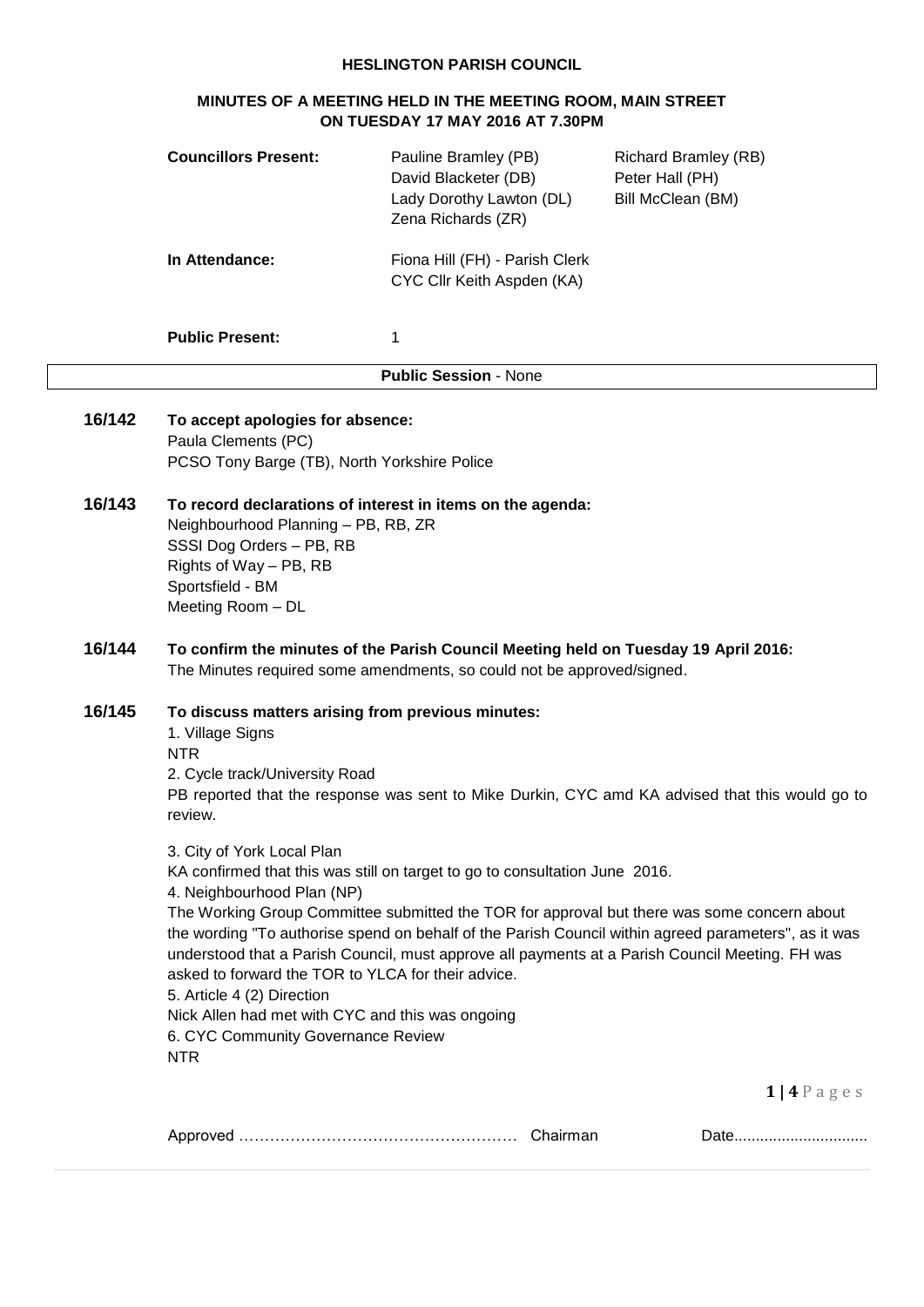# HESLINGTON PARISH COUNCIL

## MINUTES OF A MEETING HELD IN THE MEETING ROOM, MAIN STREET ON TUESDAY 17 MAY 2016 AT 7.30PM

**Councillors Present:** Pauline Bramley (PB), David Blacketer (DB), Lady Dorothy Lawton (DL), Zena Richards (ZR), Richard Bramley (RB), Peter Hall (PH), Bill McClean (BM)

**In Attendance:** Fiona Hill (FH) - Parish Clerk, CYC Cllr Keith Aspden (KA)

**Public Present:** 1

**Public Session** - None

**16/142 To accept apologies for absence:**

Paula Clements (PC)
PCSO Tony Barge (TB), North Yorkshire Police

**16/143 To record declarations of interest in items on the agenda:**

Neighbourhood Planning – PB, RB, ZR
SSSI Dog Orders – PB, RB
Rights of Way – PB, RB
Sportsfield - BM
Meeting Room – DL

**16/144 To confirm the minutes of the Parish Council Meeting held on Tuesday 19 April 2016:**

The Minutes required some amendments, so could not be approved/signed.

**16/145 To discuss matters arising from previous minutes:**

1. Village Signs
NTR

2. Cycle track/University Road
PB reported that the response was sent to Mike Durkin, CYC amd KA advised that this would go to review.

3. City of York Local Plan
KA confirmed that this was still on target to go to consultation June 2016.

4. Neighbourhood Plan (NP)
The Working Group Committee submitted the TOR for approval but there was some concern about the wording "To authorise spend on behalf of the Parish Council within agreed parameters", as it was understood that a Parish Council, must approve all payments at a Parish Council Meeting. FH was asked to forward the TOR to YLCA for their advice.

5. Article 4 (2) Direction
Nick Allen had met with CYC and this was ongoing

6. CYC Community Governance Review
NTR

Approved ……………………………………………… Chairman Date...............................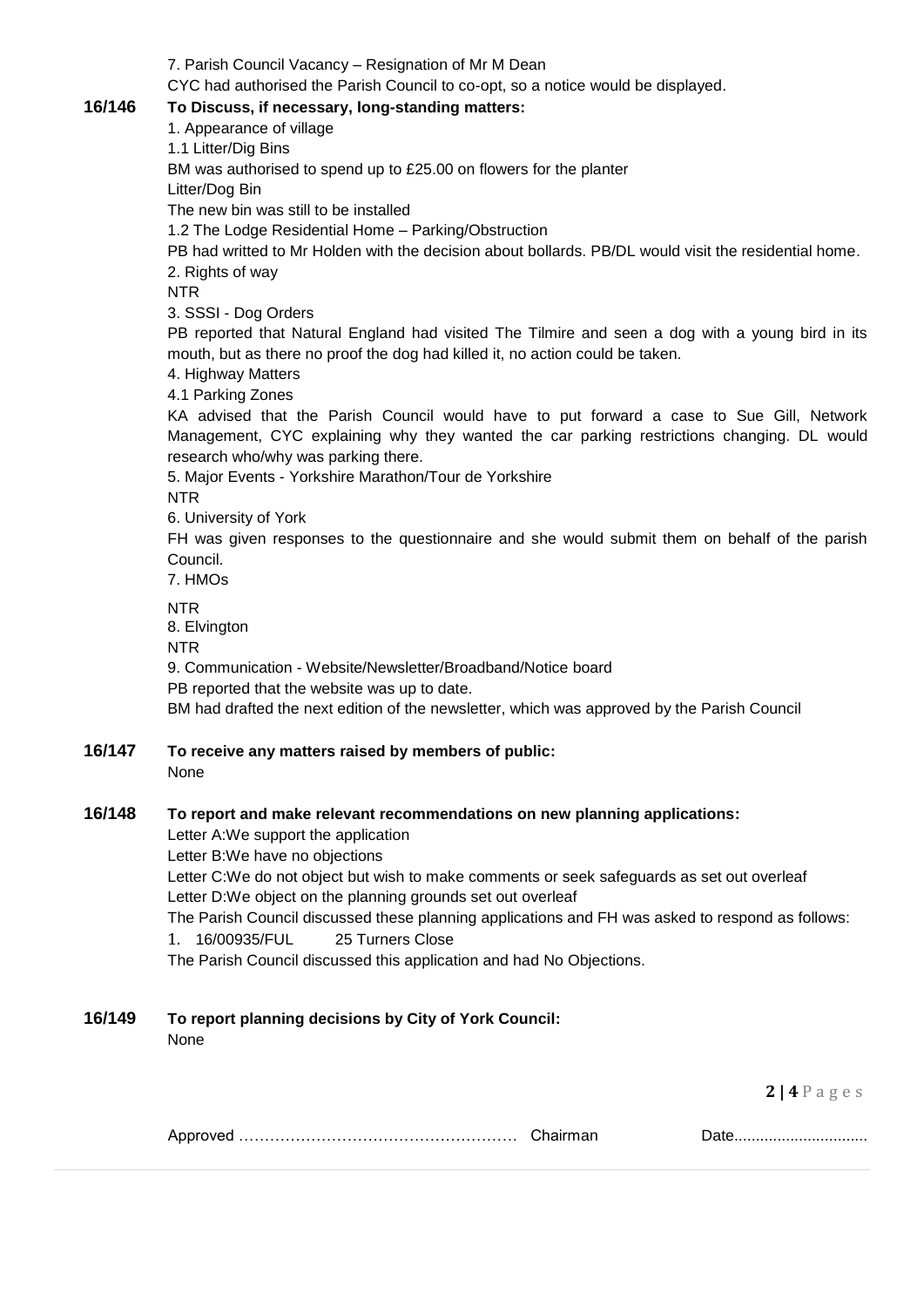7. Parish Council Vacancy – Resignation of Mr M Dean

CYC had authorised the Parish Council to co-opt, so a notice would be displayed.

**16/146 To Discuss, if necessary, long-standing matters:**

1. Appearance of village

1.1 Litter/Dig Bins

BM was authorised to spend up to £25.00 on flowers for the planter

Litter/Dog Bin

The new bin was still to be installed

1.2 The Lodge Residential Home – Parking/Obstruction

PB had writted to Mr Holden with the decision about bollards. PB/DL would visit the residential home.

2. Rights of way

NTR

3. SSSI - Dog Orders

PB reported that Natural England had visited The Tilmire and seen a dog with a young bird in its mouth, but as there no proof the dog had killed it, no action could be taken.

4. Highway Matters

4.1 Parking Zones

KA advised that the Parish Council would have to put forward a case to Sue Gill, Network Management, CYC explaining why they wanted the car parking restrictions changing. DL would research who/why was parking there.

5. Major Events - Yorkshire Marathon/Tour de Yorkshire

NTR

6. University of York

FH was given responses to the questionnaire and she would submit them on behalf of the parish Council.

7. HMOs

NTR

8. Elvington

NTR

9. Communication - Website/Newsletter/Broadband/Notice board

PB reported that the website was up to date.

BM had drafted the next edition of the newsletter, which was approved by the Parish Council

**16/147 To receive any matters raised by members of public:**

None

**16/148 To report and make relevant recommendations on new planning applications:**

Letter A:We support the application

Letter B:We have no objections

Letter C:We do not object but wish to make comments or seek safeguards as set out overleaf

Letter D:We object on the planning grounds set out overleaf

The Parish Council discussed these planning applications and FH was asked to respond as follows:

1. 16/00935/FUL 25 Turners Close

The Parish Council discussed this application and had No Objections.

**16/149 To report planning decisions by City of York Council:**

None

Approved …………………………………………… Chairman Date..............................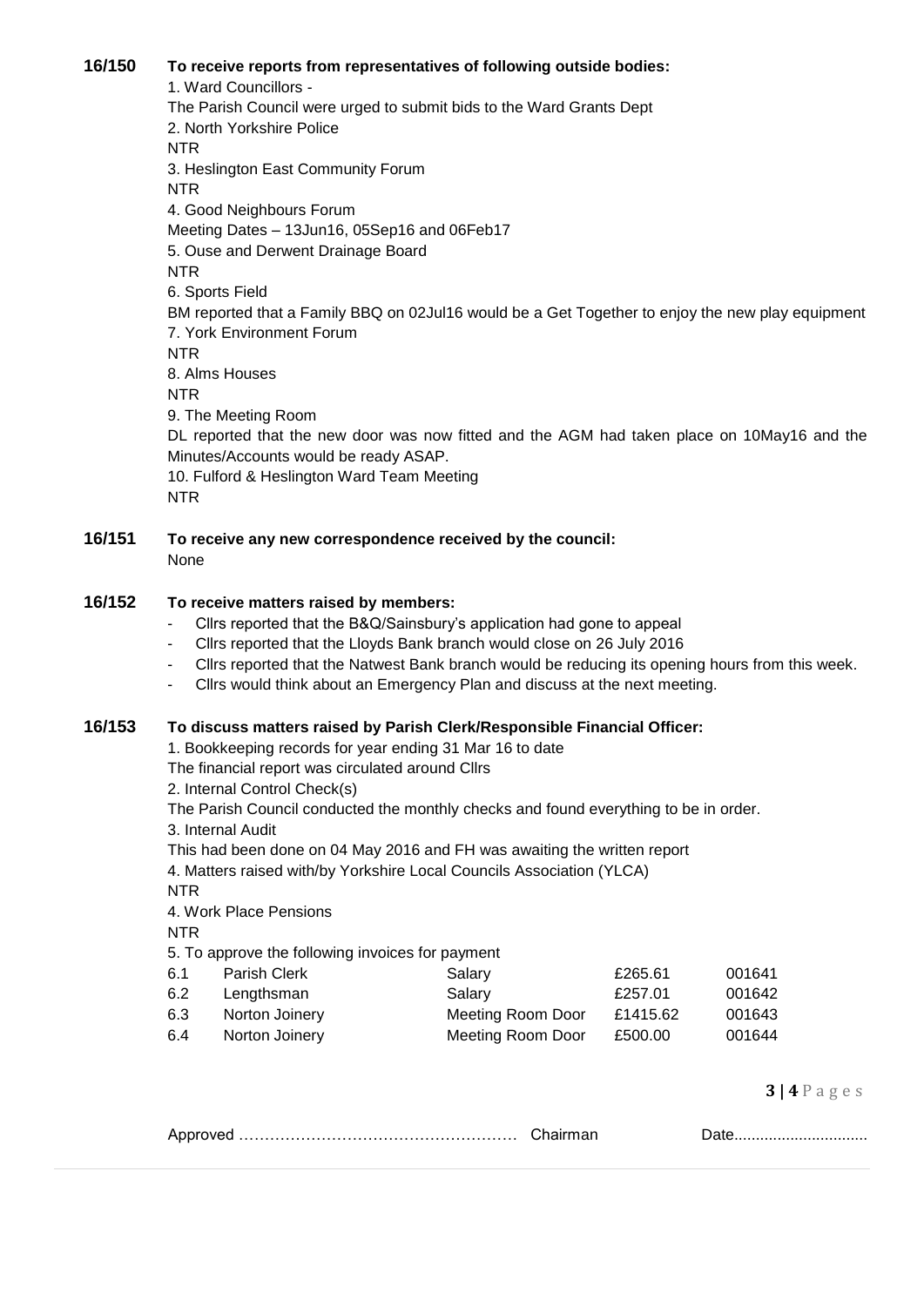**16/150 To receive reports from representatives of following outside bodies:**

1. Ward Councillors -

The Parish Council were urged to submit bids to the Ward Grants Dept

2. North Yorkshire Police

NTR

3. Heslington East Community Forum

NTR

4. Good Neighbours Forum

Meeting Dates – 13Jun16, 05Sep16 and 06Feb17

5. Ouse and Derwent Drainage Board

NTR

6. Sports Field

BM reported that a Family BBQ on 02Jul16 would be a Get Together to enjoy the new play equipment

7. York Environment Forum

NTR

8. Alms Houses

NTR

9. The Meeting Room

DL reported that the new door was now fitted and the AGM had taken place on 10May16 and the Minutes/Accounts would be ready ASAP.

10. Fulford & Heslington Ward Team Meeting

NTR

**16/151 To receive any new correspondence received by the council:**

None

**16/152 To receive matters raised by members:**

- Cllrs reported that the B&Q/Sainsbury's application had gone to appeal
- Cllrs reported that the Lloyds Bank branch would close on 26 July 2016
- Cllrs reported that the Natwest Bank branch would be reducing its opening hours from this week.
- Cllrs would think about an Emergency Plan and discuss at the next meeting.

**16/153 To discuss matters raised by Parish Clerk/Responsible Financial Officer:**

1. Bookkeeping records for year ending 31 Mar 16 to date

The financial report was circulated around Cllrs

2. Internal Control Check(s)

The Parish Council conducted the monthly checks and found everything to be in order.

3. Internal Audit

This had been done on 04 May 2016 and FH was awaiting the written report

4. Matters raised with/by Yorkshire Local Councils Association (YLCA)

NTR

4. Work Place Pensions

NTR

5. To approve the following invoices for payment

| | | | | |
|---|---|---|---|---|
| 6.1 | Parish Clerk | Salary | £265.61 | 001641 |
| 6.2 | Lengthsman | Salary | £257.01 | 001642 |
| 6.3 | Norton Joinery | Meeting Room Door | £1415.62 | 001643 |
| 6.4 | Norton Joinery | Meeting Room Door | £500.00 | 001644 |

Approved …………………………………………… Chairman Date...............................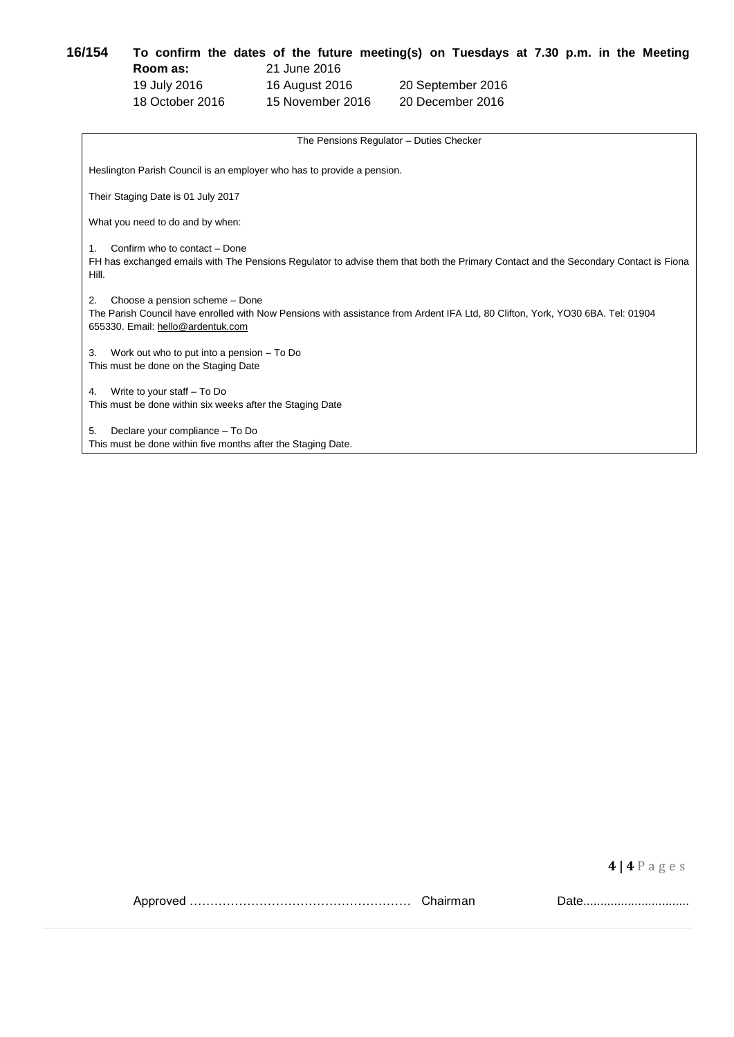**16/154 To confirm the dates of the future meeting(s) on Tuesdays at 7.30 p.m. in the Meeting Room as:** 21 June 2016

| | | |
|---|---|---|
| 19 July 2016 | 16 August 2016 | 20 September 2016 |
| 18 October 2016 | 15 November 2016 | 20 December 2016 |

The Pensions Regulator – Duties Checker

Heslington Parish Council is an employer who has to provide a pension.

Their Staging Date is 01 July 2017

What you need to do and by when:

1. Confirm who to contact – Done
FH has exchanged emails with The Pensions Regulator to advise them that both the Primary Contact and the Secondary Contact is Fiona Hill.

2. Choose a pension scheme – Done
The Parish Council have enrolled with Now Pensions with assistance from Ardent IFA Ltd, 80 Clifton, York, YO30 6BA. Tel: 01904 655330. Email: hello@ardentuk.com

3. Work out who to put into a pension – To Do
This must be done on the Staging Date

4. Write to your staff – To Do
This must be done within six weeks after the Staging Date

5. Declare your compliance – To Do
This must be done within five months after the Staging Date.

Approved …………………………………………… Chairman Date..............................